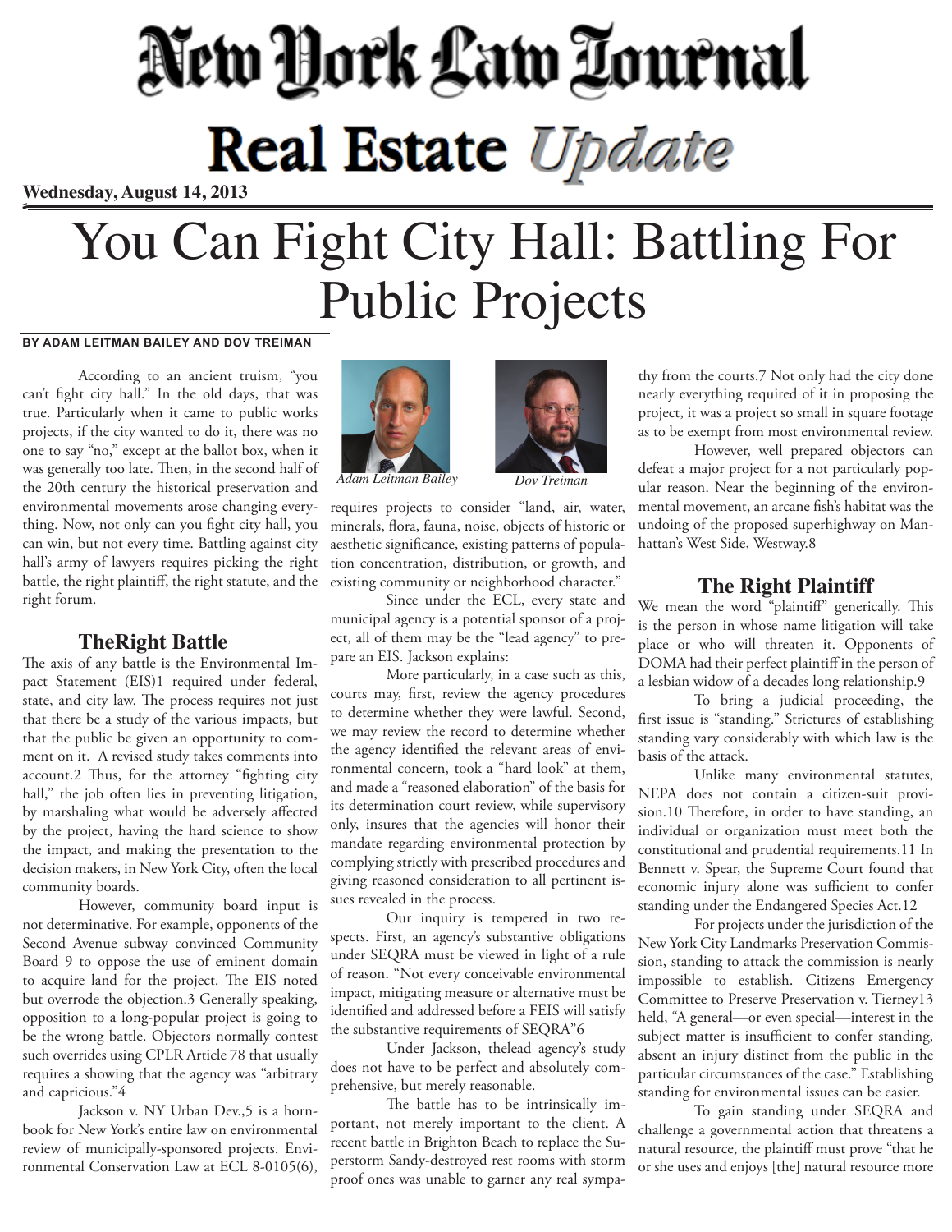# New York Law Journal

## Real Estate Update

**Wednesday, August 14, 2013**

# You Can Fight City Hall: Battling For Public Projects

**BY ADAM LEITMAN BAILEY AND DOV TREIMAN**

*Adam Leitman Bailey* *Dov Treiman*

According to an ancient truism, "you can't fight city hall." In the old days, that was true. Particularly when it came to public works projects, if the city wanted to do it, there was no one to say "no," except at the ballot box, when it was generally too late. Then, in the second half of the 20th century the historical preservation and environmental movements arose changing everything. Now, not only can you fight city hall, you can win, but not every time. Battling against city hall's army of lawyers requires picking the right battle, the right plaintiff, the right statute, and the right forum.

## TheRight Battle

The axis of any battle is the Environmental Impact Statement (EIS)1 required under federal, state, and city law. The process requires not just that there be a study of the various impacts, but that the public be given an opportunity to comment on it. A revised study takes comments into account.2 Thus, for the attorney "fighting city hall," the job often lies in preventing litigation, by marshaling what would be adversely affected by the project, having the hard science to show the impact, and making the presentation to the decision makers, in New York City, often the local community boards.

However, community board input is not determinative. For example, opponents of the Second Avenue subway convinced Community Board 9 to oppose the use of eminent domain to acquire land for the project. The EIS noted but overrode the objection.3 Generally speaking, opposition to a long-popular project is going to be the wrong battle. Objectors normally contest such overrides using CPLR Article 78 that usually requires a showing that the agency was "arbitrary and capricious."4

Jackson v. NY Urban Dev.,5 is a hornbook for New York's entire law on environmental review of municipally-sponsored projects. Environmental Conservation Law at ECL 8-0105(6), requires projects to consider "land, air, water, minerals, flora, fauna, noise, objects of historic or aesthetic significance, existing patterns of population concentration, distribution, or growth, and existing community or neighborhood character."

Since under the ECL, every state and municipal agency is a potential sponsor of a project, all of them may be the "lead agency" to prepare an EIS. Jackson explains:

More particularly, in a case such as this, courts may, first, review the agency procedures to determine whether they were lawful. Second, we may review the record to determine whether the agency identified the relevant areas of environmental concern, took a "hard look" at them, and made a "reasoned elaboration" of the basis for its determination court review, while supervisory only, insures that the agencies will honor their mandate regarding environmental protection by complying strictly with prescribed procedures and giving reasoned consideration to all pertinent issues revealed in the process.

Our inquiry is tempered in two respects. First, an agency's substantive obligations under SEQRA must be viewed in light of a rule of reason. "Not every conceivable environmental impact, mitigating measure or alternative must be identified and addressed before a FEIS will satisfy the substantive requirements of SEQRA"6

Under Jackson, thelead agency's study does not have to be perfect and absolutely comprehensive, but merely reasonable.

The battle has to be intrinsically important, not merely important to the client. A recent battle in Brighton Beach to replace the Superstorm Sandy-destroyed rest rooms with storm proof ones was unable to garner any real sympathy from the courts.7 Not only had the city done nearly everything required of it in proposing the project, it was a project so small in square footage as to be exempt from most environmental review.

However, well prepared objectors can defeat a major project for a not particularly popular reason. Near the beginning of the environmental movement, an arcane fish's habitat was the undoing of the proposed superhighway on Manhattan's West Side, Westway.8

## The Right Plaintiff

We mean the word "plaintiff" generically. This is the person in whose name litigation will take place or who will threaten it. Opponents of DOMA had their perfect plaintiff in the person of a lesbian widow of a decades long relationship.9

To bring a judicial proceeding, the first issue is "standing." Strictures of establishing standing vary considerably with which law is the basis of the attack.

Unlike many environmental statutes, NEPA does not contain a citizen-suit provision.10 Therefore, in order to have standing, an individual or organization must meet both the constitutional and prudential requirements.11 In Bennett v. Spear, the Supreme Court found that economic injury alone was sufficient to confer standing under the Endangered Species Act.12

For projects under the jurisdiction of the New York City Landmarks Preservation Commission, standing to attack the commission is nearly impossible to establish. Citizens Emergency Committee to Preserve Preservation v. Tierney13 held, "A general—or even special—interest in the subject matter is insufficient to confer standing, absent an injury distinct from the public in the particular circumstances of the case." Establishing standing for environmental issues can be easier.

To gain standing under SEQRA and challenge a governmental action that threatens a natural resource, the plaintiff must prove "that he or she uses and enjoys [the] natural resource more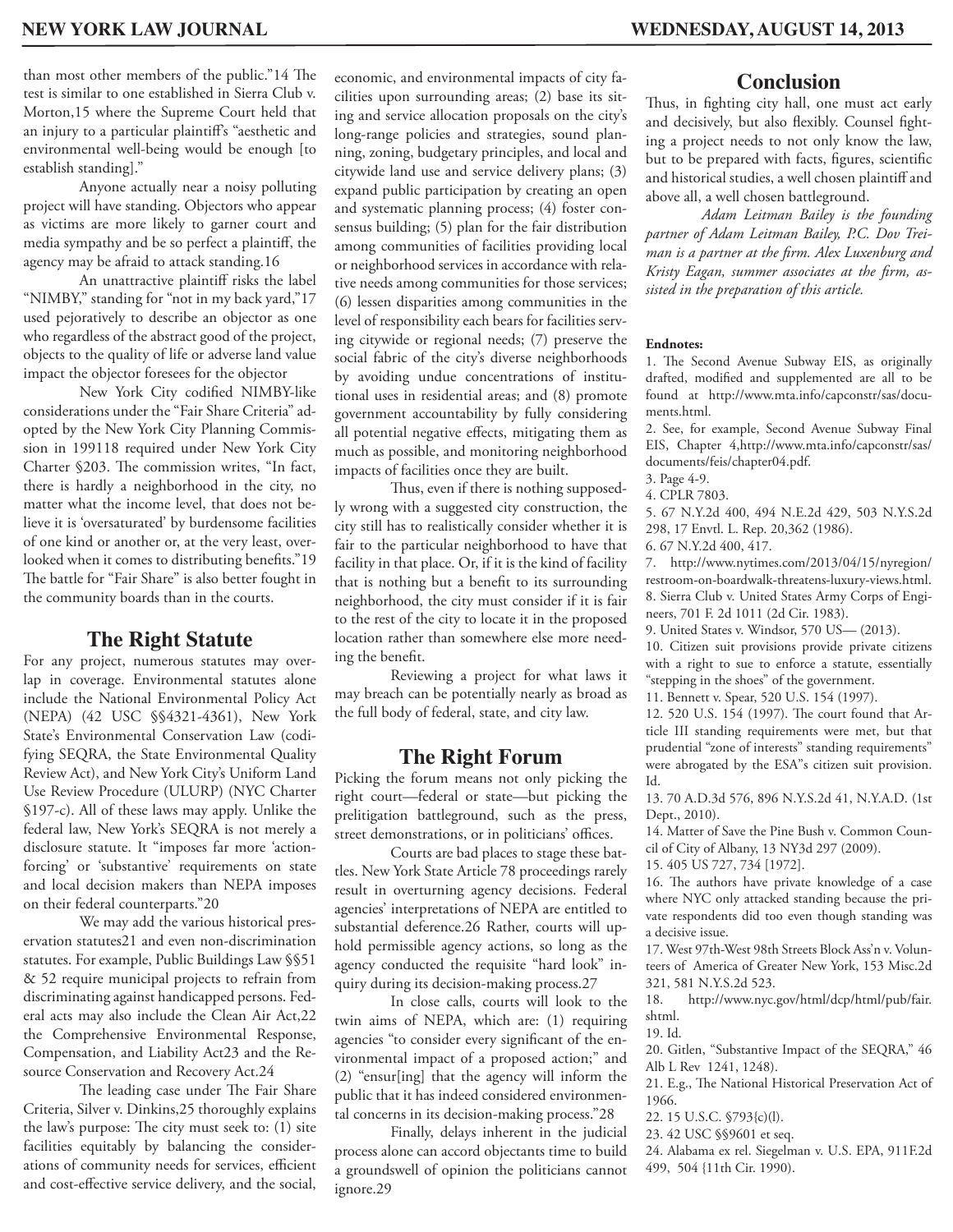than most other members of the public."14 The test is similar to one established in Sierra Club v. Morton,15 where the Supreme Court held that an injury to a particular plaintiff's "aesthetic and environmental well-being would be enough [to establish standing]."

Anyone actually near a noisy polluting project will have standing. Objectors who appear as victims are more likely to garner court and media sympathy and be so perfect a plaintiff, the agency may be afraid to attack standing.16

An unattractive plaintiff risks the label "NIMBY," standing for "not in my back yard,"17 used pejoratively to describe an objector as one who regardless of the abstract good of the project, objects to the quality of life or adverse land value impact the objector foresees for the objector

New York City codified NIMBY-like considerations under the "Fair Share Criteria" adopted by the New York City Planning Commission in 199118 required under New York City Charter §203. The commission writes, "In fact, there is hardly a neighborhood in the city, no matter what the income level, that does not believe it is 'oversaturated' by burdensome facilities of one kind or another or, at the very least, overlooked when it comes to distributing benefits."19 The battle for "Fair Share" is also better fought in the community boards than in the courts.

## The Right Statute

For any project, numerous statutes may overlap in coverage. Environmental statutes alone include the National Environmental Policy Act (NEPA) (42 USC §§4321-4361), New York State's Environmental Conservation Law (codifying SEQRA, the State Environmental Quality Review Act), and New York City's Uniform Land Use Review Procedure (ULURP) (NYC Charter §197-c). All of these laws may apply. Unlike the federal law, New York's SEQRA is not merely a disclosure statute. It "imposes far more 'action-forcing' or 'substantive' requirements on state and local decision makers than NEPA imposes on their federal counterparts."20

We may add the various historical preservation statutes21 and even non-discrimination statutes. For example, Public Buildings Law §§51 & 52 require municipal projects to refrain from discriminating against handicapped persons. Federal acts may also include the Clean Air Act,22 the Comprehensive Environmental Response, Compensation, and Liability Act23 and the Resource Conservation and Recovery Act.24

The leading case under The Fair Share Criteria, Silver v. Dinkins,25 thoroughly explains the law's purpose: The city must seek to: (1) site facilities equitably by balancing the considerations of community needs for services, efficient and cost-effective service delivery, and the social, economic, and environmental impacts of city facilities upon surrounding areas; (2) base its siting and service allocation proposals on the city's long-range policies and strategies, sound planning, zoning, budgetary principles, and local and citywide land use and service delivery plans; (3) expand public participation by creating an open and systematic planning process; (4) foster consensus building; (5) plan for the fair distribution among communities of facilities providing local or neighborhood services in accordance with relative needs among communities for those services; (6) lessen disparities among communities in the level of responsibility each bears for facilities serving citywide or regional needs; (7) preserve the social fabric of the city's diverse neighborhoods by avoiding undue concentrations of institutional uses in residential areas; and (8) promote government accountability by fully considering all potential negative effects, mitigating them as much as possible, and monitoring neighborhood impacts of facilities once they are built.

Thus, even if there is nothing supposedly wrong with a suggested city construction, the city still has to realistically consider whether it is fair to the particular neighborhood to have that facility in that place. Or, if it is the kind of facility that is nothing but a benefit to its surrounding neighborhood, the city must consider if it is fair to the rest of the city to locate it in the proposed location rather than somewhere else more needing the benefit.

Reviewing a project for what laws it may breach can be potentially nearly as broad as the full body of federal, state, and city law.

## The Right Forum

Picking the forum means not only picking the right court—federal or state—but picking the prelitigation battleground, such as the press, street demonstrations, or in politicians' offices.

Courts are bad places to stage these battles. New York State Article 78 proceedings rarely result in overturning agency decisions. Federal agencies' interpretations of NEPA are entitled to substantial deference.26 Rather, courts will uphold permissible agency actions, so long as the agency conducted the requisite "hard look" inquiry during its decision-making process.27

In close calls, courts will look to the twin aims of NEPA, which are: (1) requiring agencies "to consider every significant of the environmental impact of a proposed action;" and (2) "ensur[ing] that the agency will inform the public that it has indeed considered environmental concerns in its decision-making process."28

Finally, delays inherent in the judicial process alone can accord objectants time to build a groundswell of opinion the politicians cannot ignore.29

## Conclusion

Thus, in fighting city hall, one must act early and decisively, but also flexibly. Counsel fighting a project needs to not only know the law, but to be prepared with facts, figures, scientific and historical studies, a well chosen plaintiff and above all, a well chosen battleground.

*Adam Leitman Bailey is the founding partner of Adam Leitman Bailey, P.C. Dov Treiman is a partner at the firm. Alex Luxenburg and Kristy Eagan, summer associates at the firm, assisted in the preparation of this article.*

**Endnotes:**

1. The Second Avenue Subway EIS, as originally drafted, modified and supplemented are all to be found at http://www.mta.info/capconstr/sas/documents.html.
2. See, for example, Second Avenue Subway Final EIS, Chapter 4,http://www.mta.info/capconstr/sas/documents/feis/chapter04.pdf.
3. Page 4-9.
4. CPLR 7803.
5. 67 N.Y.2d 400, 494 N.E.2d 429, 503 N.Y.S.2d 298, 17 Envtl. L. Rep. 20,362 (1986).
6. 67 N.Y.2d 400, 417.
7. http://www.nytimes.com/2013/04/15/nyregion/restroom-on-boardwalk-threatens-luxury-views.html.
8. Sierra Club v. United States Army Corps of Engineers, 701 F. 2d 1011 (2d Cir. 1983).
9. United States v. Windsor, 570 US— (2013).
10. Citizen suit provisions provide private citizens with a right to sue to enforce a statute, essentially "stepping in the shoes" of the government.
11. Bennett v. Spear, 520 U.S. 154 (1997).
12. 520 U.S. 154 (1997). The court found that Article III standing requirements were met, but that prudential "zone of interests" standing requirements" were abrogated by the ESA"s citizen suit provision. Id.
13. 70 A.D.3d 576, 896 N.Y.S.2d 41, N.Y.A.D. (1st Dept., 2010).
14. Matter of Save the Pine Bush v. Common Council of City of Albany, 13 NY3d 297 (2009).
15. 405 US 727, 734 [1972].
16. The authors have private knowledge of a case where NYC only attacked standing because the private respondents did too even though standing was a decisive issue.
17. West 97th-West 98th Streets Block Ass'n v. Volunteers of America of Greater New York, 153 Misc.2d 321, 581 N.Y.S.2d 523.
18. http://www.nyc.gov/html/dcp/html/pub/fair.shtml.
19. Id.
20. Gitlen, "Substantive Impact of the SEQRA," 46 Alb L Rev 1241, 1248).
21. E.g., The National Historical Preservation Act of 1966.
22. 15 U.S.C. §793(c)(l).
23. 42 USC §§9601 et seq.
24. Alabama ex rel. Siegelman v. U.S. EPA, 911F.2d 499, 504 {11th Cir. 1990).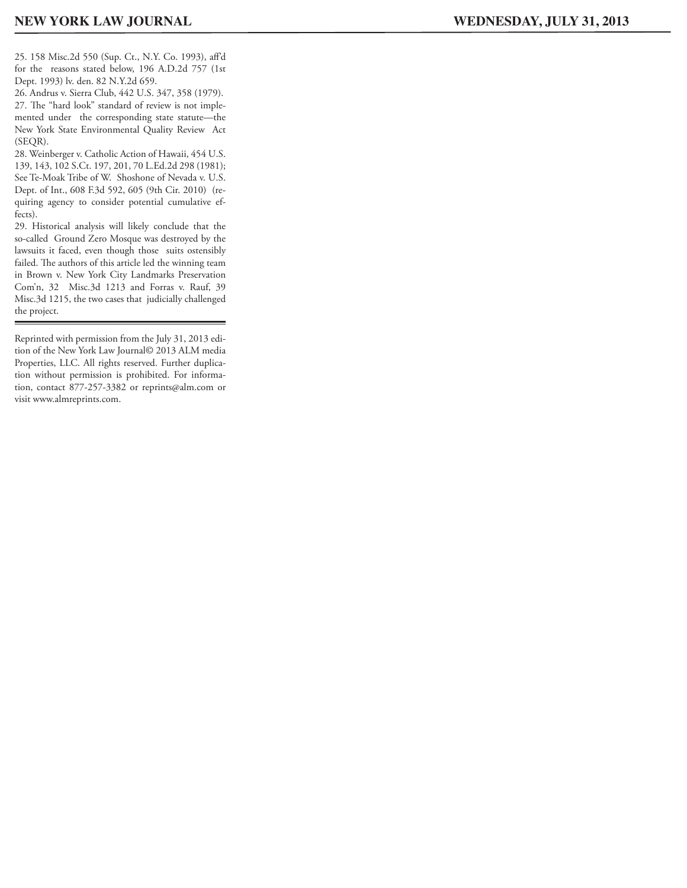25. 158 Misc.2d 550 (Sup. Ct., N.Y. Co. 1993), aff'd for the reasons stated below, 196 A.D.2d 757 (1st Dept. 1993) lv. den. 82 N.Y.2d 659.

26. Andrus v. Sierra Club, 442 U.S. 347, 358 (1979).

27. The "hard look" standard of review is not implemented under the corresponding state statute—the New York State Environmental Quality Review Act (SEQR).

28. Weinberger v. Catholic Action of Hawaii, 454 U.S. 139, 143, 102 S.Ct. 197, 201, 70 L.Ed.2d 298 (1981); See Te-Moak Tribe of W. Shoshone of Nevada v. U.S. Dept. of Int., 608 F.3d 592, 605 (9th Cir. 2010) (requiring agency to consider potential cumulative effects).

29. Historical analysis will likely conclude that the so-called Ground Zero Mosque was destroyed by the lawsuits it faced, even though those suits ostensibly failed. The authors of this article led the winning team in Brown v. New York City Landmarks Preservation Com'n, 32 Misc.3d 1213 and Forras v. Rauf, 39 Misc.3d 1215, the two cases that judicially challenged the project.

---

Reprinted with permission from the July 31, 2013 edition of the New York Law Journal© 2013 ALM media Properties, LLC. All rights reserved. Further duplication without permission is prohibited. For information, contact 877-257-3382 or reprints@alm.com or visit www.almreprints.com.